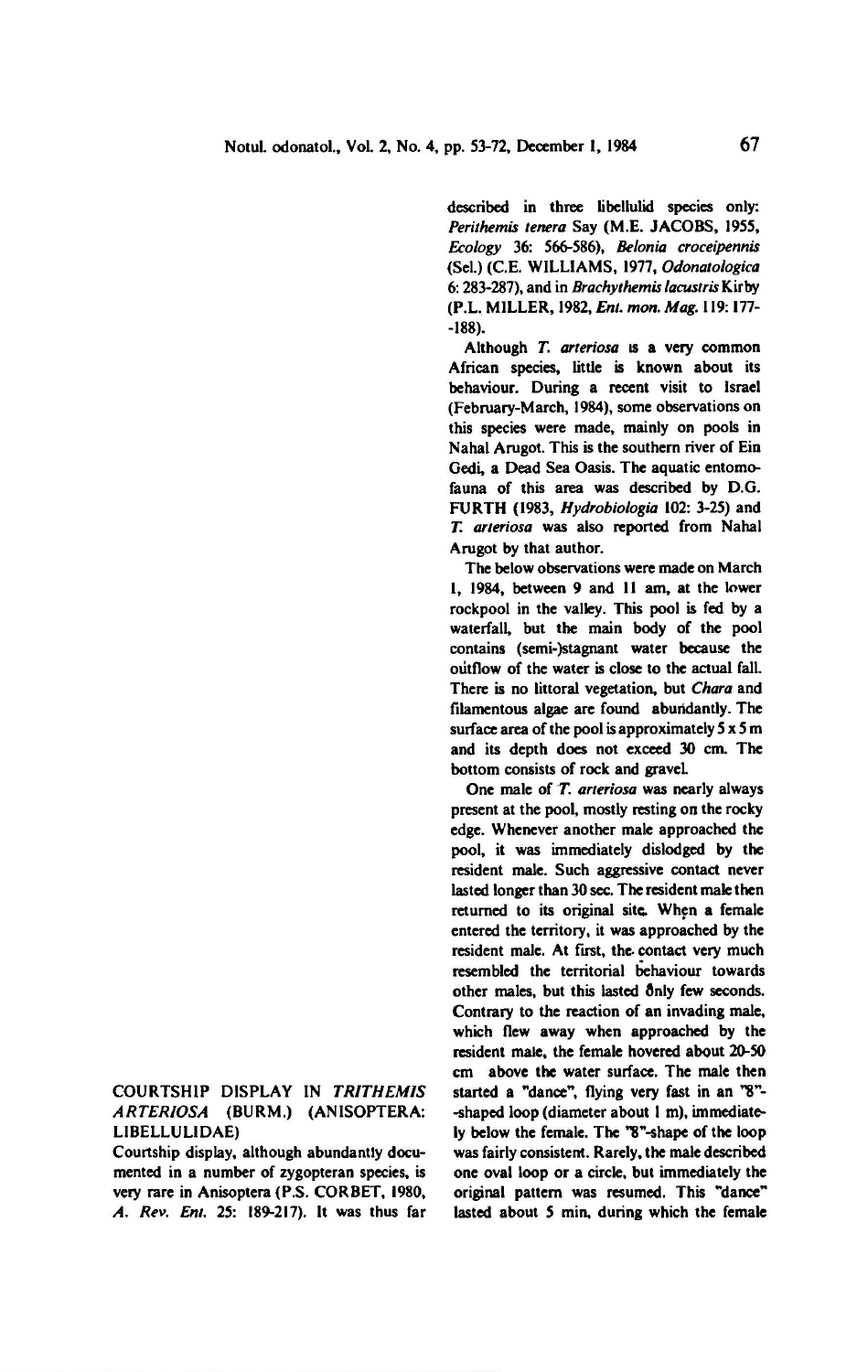## COURTSHIP DISPLAY IN *TRITHEMIS ARTERIOSA* (BURM.) (ANISOPTERA: LIBELLULIDAE)

Courtship display, although abundantly documented in a number of zygopteran species, is very rare in Anisoptera (P.S. CORBET, 1980, *A. Rev. Ent.* 25: 189-217). It was thus far described in three libellulid species only: *Perithemis tenera* Say (M.E. JACOBS, 1955, *Ecology* 36: 566-586), *Belonia croceipennis* (Sel.) (C.E. WILLIAMS, 1977, *Odonatologica* 6: 283-287), and in *Brachythemis lacustris* Kirby (P.L. MILLER, 1982, *Ent. mon. Mag.* 119: 177-188).

Although *T. arteriosa* is a very common African species, little is known about its behaviour. During a recent visit to Israel (February-March, 1984), some observations on this species were made, mainly on pools in Nahal Arugot. This is the southern river of Ein Gedi, a Dead Sea Oasis. The aquatic entomofauna of this area was described by D.G. FURTH (1983, *Hydrobiologia* 102: 3-25) and *T. arteriosa* was also reported from Nahal Arugot by that author.

The below observations were made on March 1, 1984, between 9 and 11 am, at the lower rockpool in the valley. This pool is fed by a waterfall, but the main body of the pool contains (semi-)stagnant water because the outflow of the water is close to the actual fall. There is no littoral vegetation, but *Chara* and filamentous algae are found abundantly. The surface area of the pool is approximately 5 x 5 m and its depth does not exceed 30 cm. The bottom consists of rock and gravel.

One male of *T. arteriosa* was nearly always present at the pool, mostly resting on the rocky edge. Whenever another male approached the pool, it was immediately dislodged by the resident male. Such aggressive contact never lasted longer than 30 sec. The resident male then returned to its original site. When a female entered the territory, it was approached by the resident male. At first, the contact very much resembled the territorial behaviour towards other males, but this lasted only few seconds. Contrary to the reaction of an invading male, which flew away when approached by the resident male, the female hovered about 20-50 cm above the water surface. The male then started a "dance", flying very fast in an "8"-shaped loop (diameter about 1 m), immediately below the female. The "8"-shape of the loop was fairly consistent. Rarely, the male described one oval loop or a circle, but immediately the original pattern was resumed. This "dance" lasted about 5 min, during which the female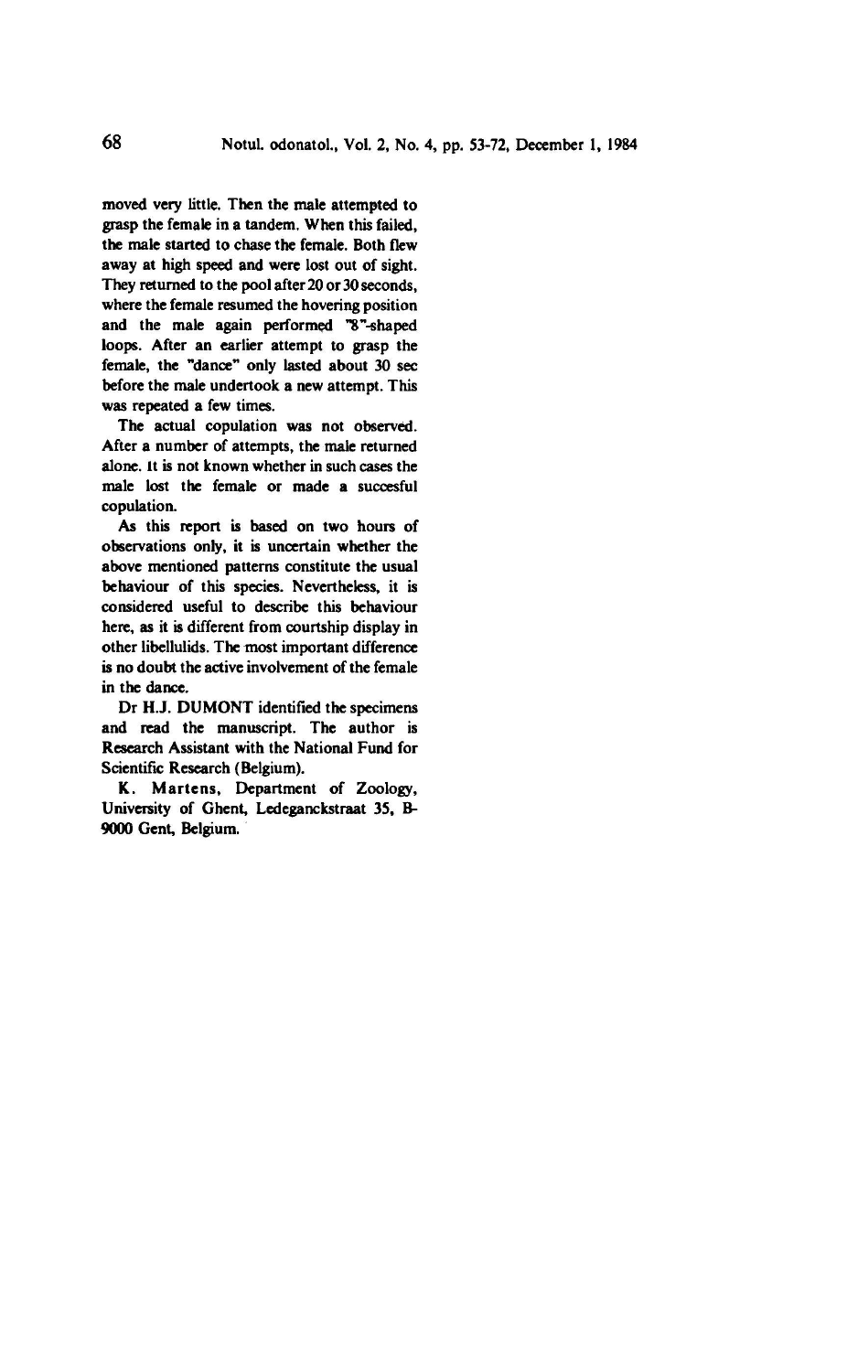moved very little. Then the male attempted to grasp the female in a tandem. When this failed, the male started to chase the female. Both flew away at high speed and were lost out of sight. They returned to the pool after 20 or 30 seconds, where the female resumed the hovering position and the male again performed "8"-shaped loops. After an earlier attempt to grasp the female, the "dance" only lasted about 30 sec before the male undertook a new attempt. This was repeated a few times.

The actual copulation was not observed. After a number of attempts, the male returned alone. It is not known whether in such cases the male lost the female or made a succesful copulation.

As this report is based on two hours of observations only, it is uncertain whether the above mentioned patterns constitute the usual behaviour of this species. Nevertheless, it is considered useful to describe this behaviour here, as it is different from courtship display in other libellulids. The most important difference is no doubt the active involvement of the female in the dance.

Dr H.J. DUMONT identified the specimens and read the manuscript. The author is Research Assistant with the National Fund for Scientific Research (Belgium).

K. Martens, Department of Zoology, University of Ghent, Ledeganckstraat 35, B-9000 Gent, Belgium.